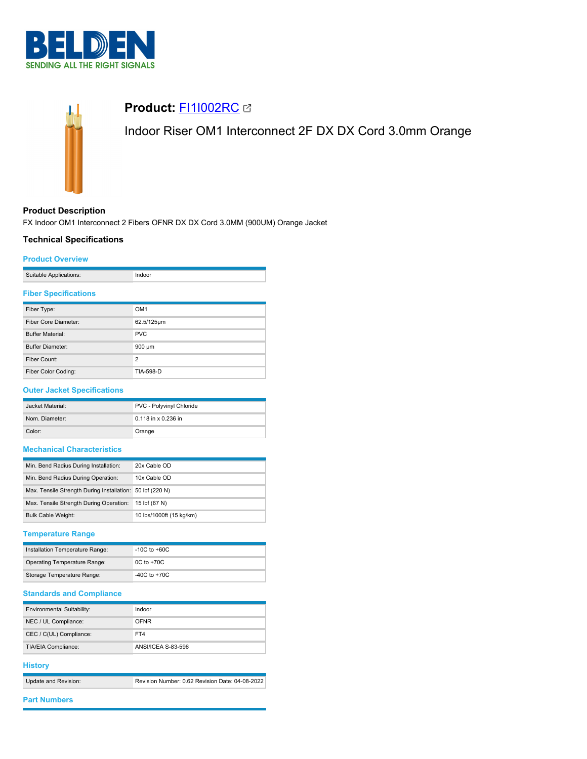BELDEN
SENDING ALL THE RIGHT SIGNALS

# Product: FI1I002RC

Indoor Riser OM1 Interconnect 2F DX DX Cord 3.0mm Orange

## Product Description

FX Indoor OM1 Interconnect 2 Fibers OFNR DX DX Cord 3.0MM (900UM) Orange Jacket

## Technical Specifications

### Product Overview

| | |
|---|---|
| Suitable Applications: | Indoor |

### Fiber Specifications

| | |
|---|---|
| Fiber Type: | OM1 |
| Fiber Core Diameter: | 62.5/125µm |
| Buffer Material: | PVC |
| Buffer Diameter: | 900 µm |
| Fiber Count: | 2 |
| Fiber Color Coding: | TIA-598-D |

### Outer Jacket Specifications

| | |
|---|---|
| Jacket Material: | PVC - Polyvinyl Chloride |
| Nom. Diameter: | 0.118 in x 0.236 in |
| Color: | Orange |

### Mechanical Characteristics

| | |
|---|---|
| Min. Bend Radius During Installation: | 20x Cable OD |
| Min. Bend Radius During Operation: | 10x Cable OD |
| Max. Tensile Strength During Installation: | 50 lbf (220 N) |
| Max. Tensile Strength During Operation: | 15 lbf (67 N) |
| Bulk Cable Weight: | 10 lbs/1000ft (15 kg/km) |

### Temperature Range

| | |
|---|---|
| Installation Temperature Range: | -10C to +60C |
| Operating Temperature Range: | 0C to +70C |
| Storage Temperature Range: | -40C to +70C |

### Standards and Compliance

| | |
|---|---|
| Environmental Suitability: | Indoor |
| NEC / UL Compliance: | OFNR |
| CEC / C(UL) Compliance: | FT4 |
| TIA/EIA Compliance: | ANSI/ICEA S-83-596 |

### History

| | |
|---|---|
| Update and Revision: | Revision Number: 0.62 Revision Date: 04-08-2022 |

### Part Numbers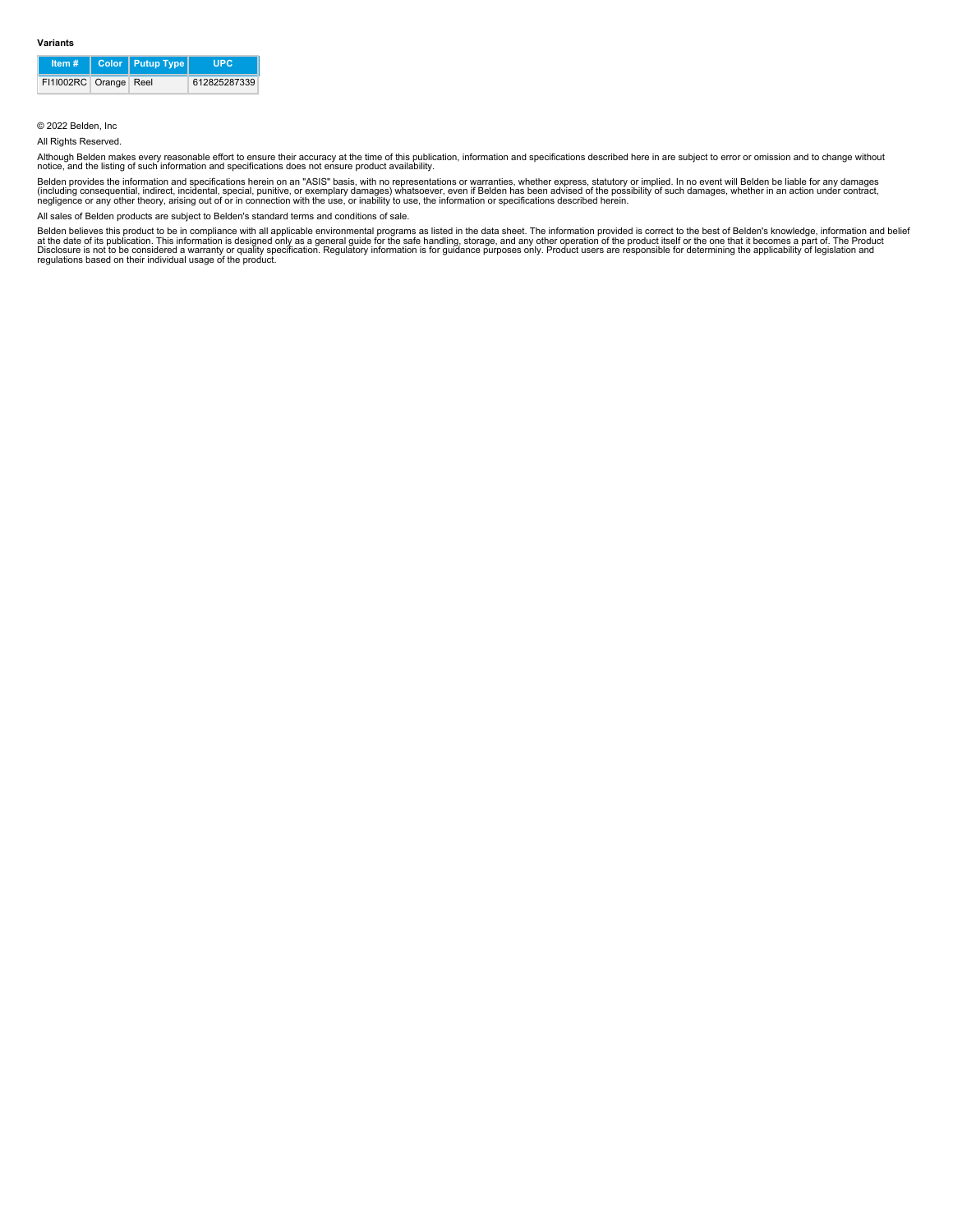**Variants**

| Item # | Color | Putup Type | UPC |
| --- | --- | --- | --- |
| FI1I002RC | Orange | Reel | 612825287339 |

© 2022 Belden, Inc

All Rights Reserved.

Although Belden makes every reasonable effort to ensure their accuracy at the time of this publication, information and specifications described here in are subject to error or omission and to change without notice, and the listing of such information and specifications does not ensure product availability.

Belden provides the information and specifications herein on an "ASIS" basis, with no representations or warranties, whether express, statutory or implied. In no event will Belden be liable for any damages (including consequential, indirect, incidental, special, punitive, or exemplary damages) whatsoever, even if Belden has been advised of the possibility of such damages, whether in an action under contract, negligence or any other theory, arising out of or in connection with the use, or inability to use, the information or specifications described herein.

All sales of Belden products are subject to Belden's standard terms and conditions of sale.

Belden believes this product to be in compliance with all applicable environmental programs as listed in the data sheet. The information provided is correct to the best of Belden's knowledge, information and belief at the date of its publication. This information is designed only as a general guide for the safe handling, storage, and any other operation of the product itself or the one that it becomes a part of. The Product Disclosure is not to be considered a warranty or quality specification. Regulatory information is for guidance purposes only. Product users are responsible for determining the applicability of legislation and regulations based on their individual usage of the product.